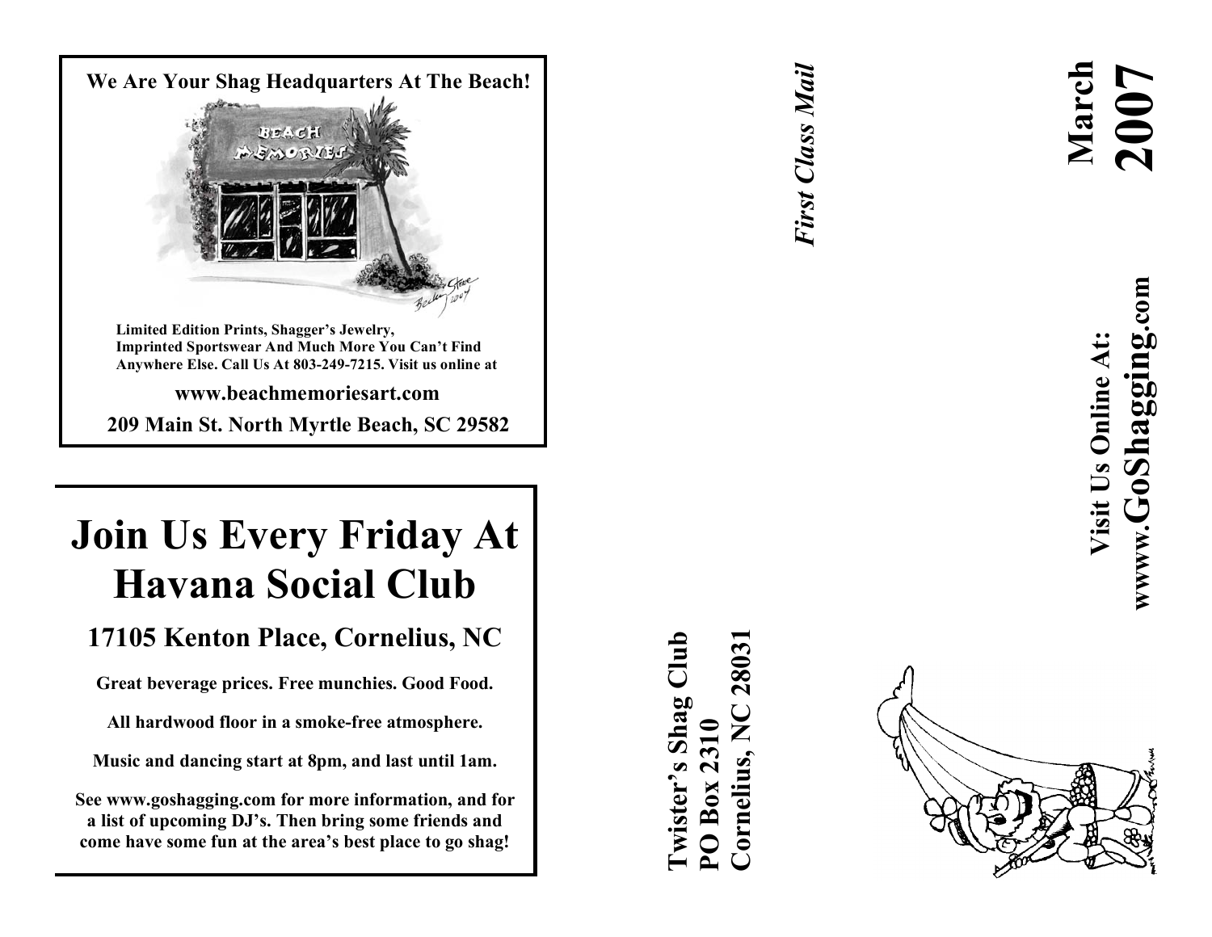**We Are Your Shag Headquarters At The Beach!**

**Limited Edition Prints, Shagger's Jewelry, Imprinted Sportswear And Much More You Can't Find Anywhere Else. Call Us At 803-249-7215. Visit us online at**

**www.beachmemoriesart.com**

**209 Main St. North Myrtle Beach, SC 29582**

# Join Us Every Friday At Havana Social Club

## 17105 Kenton Place, Cornelius, NC

**Great beverage prices. Free munchies. Good Food.**

**All hardwood floor in a smoke-free atmosphere.**

**Music and dancing start at 8pm, and last until 1am.**

**See www.goshagging.com for more information, and for a list of upcoming DJ's. Then bring some friends and come have some fun at the area's best place to go shag!**

**Twister's Shag Club**
**PO Box 2310**
**Cornelius, NC 28031**

***First Class Mail***

# March 2007

**Visit Us Online At:**
**wwww.GoShagging.com**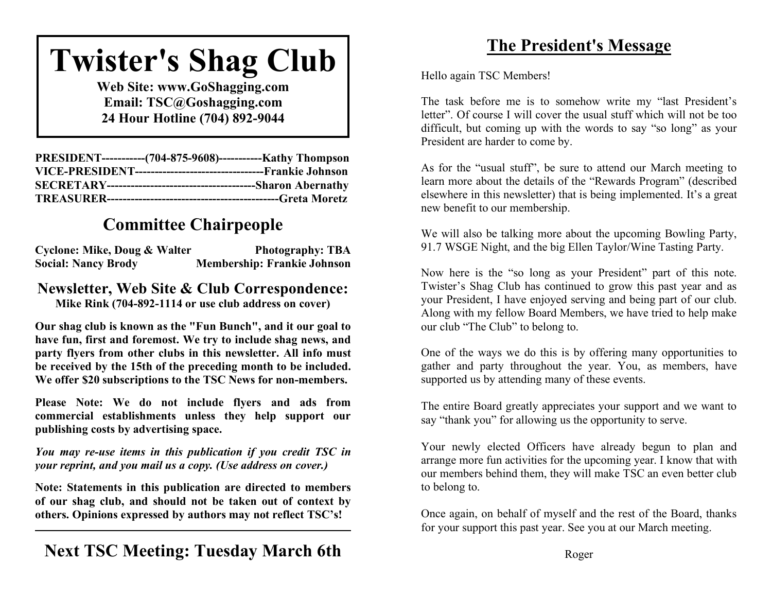# Twister's Shag Club

**Web Site: www.GoShagging.com**
**Email: TSC@Goshagging.com**
**24 Hour Hotline (704) 892-9044**

**PRESIDENT-----------(704-875-9608)-----------Kathy Thompson**
**VICE-PRESIDENT---------------------------------Frankie Johnson**
**SECRETARY--------------------------------------Sharon Abernathy**
**TREASURER--------------------------------------------Greta Moretz**

## Committee Chairpeople

**Cyclone: Mike, Doug & Walter** **Photography: TBA**
**Social: Nancy Brody** **Membership: Frankie Johnson**

### Newsletter, Web Site & Club Correspondence:

**Mike Rink (704-892-1114 or use club address on cover)**

**Our shag club is known as the "Fun Bunch", and it our goal to have fun, first and foremost. We try to include shag news, and party flyers from other clubs in this newsletter. All info must be received by the 15th of the preceding month to be included. We offer $20 subscriptions to the TSC News for non-members.**

**Please Note: We do not include flyers and ads from commercial establishments unless they help support our publishing costs by advertising space.**

***You may re-use items in this publication if you credit TSC in your reprint, and you mail us a copy. (Use address on cover.)***

**Note: Statements in this publication are directed to members of our shag club, and should not be taken out of context by others. Opinions expressed by authors may not reflect TSC's!**

---

## Next TSC Meeting: Tuesday March 6th

## The President's Message

Hello again TSC Members!

The task before me is to somehow write my "last President's letter". Of course I will cover the usual stuff which will not be too difficult, but coming up with the words to say "so long" as your President are harder to come by.

As for the "usual stuff", be sure to attend our March meeting to learn more about the details of the "Rewards Program" (described elsewhere in this newsletter) that is being implemented. It's a great new benefit to our membership.

We will also be talking more about the upcoming Bowling Party, 91.7 WSGE Night, and the big Ellen Taylor/Wine Tasting Party.

Now here is the "so long as your President" part of this note. Twister's Shag Club has continued to grow this past year and as your President, I have enjoyed serving and being part of our club. Along with my fellow Board Members, we have tried to help make our club "The Club" to belong to.

One of the ways we do this is by offering many opportunities to gather and party throughout the year. You, as members, have supported us by attending many of these events.

The entire Board greatly appreciates your support and we want to say "thank you" for allowing us the opportunity to serve.

Your newly elected Officers have already begun to plan and arrange more fun activities for the upcoming year. I know that with our members behind them, they will make TSC an even better club to belong to.

Once again, on behalf of myself and the rest of the Board, thanks for your support this past year. See you at our March meeting.

Roger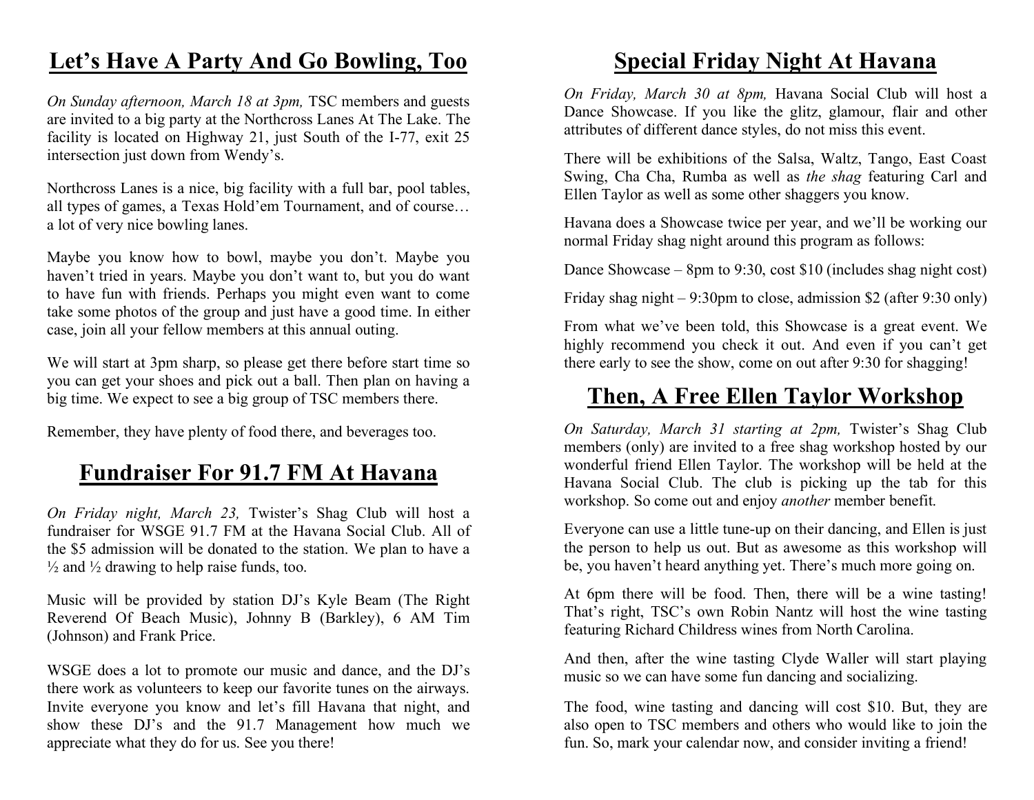## Let's Have A Party And Go Bowling, Too

*On Sunday afternoon, March 18 at 3pm,* TSC members and guests are invited to a big party at the Northcross Lanes At The Lake. The facility is located on Highway 21, just South of the I-77, exit 25 intersection just down from Wendy's.

Northcross Lanes is a nice, big facility with a full bar, pool tables, all types of games, a Texas Hold'em Tournament, and of course… a lot of very nice bowling lanes.

Maybe you know how to bowl, maybe you don't. Maybe you haven't tried in years. Maybe you don't want to, but you do want to have fun with friends. Perhaps you might even want to come take some photos of the group and just have a good time. In either case, join all your fellow members at this annual outing.

We will start at 3pm sharp, so please get there before start time so you can get your shoes and pick out a ball. Then plan on having a big time. We expect to see a big group of TSC members there.

Remember, they have plenty of food there, and beverages too.

## Fundraiser For 91.7 FM At Havana

*On Friday night, March 23,* Twister's Shag Club will host a fundraiser for WSGE 91.7 FM at the Havana Social Club. All of the $5 admission will be donated to the station. We plan to have a ½ and ½ drawing to help raise funds, too.

Music will be provided by station DJ's Kyle Beam (The Right Reverend Of Beach Music), Johnny B (Barkley), 6 AM Tim (Johnson) and Frank Price.

WSGE does a lot to promote our music and dance, and the DJ's there work as volunteers to keep our favorite tunes on the airways. Invite everyone you know and let's fill Havana that night, and show these DJ's and the 91.7 Management how much we appreciate what they do for us. See you there!

## Special Friday Night At Havana

*On Friday, March 30 at 8pm,* Havana Social Club will host a Dance Showcase. If you like the glitz, glamour, flair and other attributes of different dance styles, do not miss this event.

There will be exhibitions of the Salsa, Waltz, Tango, East Coast Swing, Cha Cha, Rumba as well as *the shag* featuring Carl and Ellen Taylor as well as some other shaggers you know.

Havana does a Showcase twice per year, and we'll be working our normal Friday shag night around this program as follows:

Dance Showcase – 8pm to 9:30, cost $10 (includes shag night cost)

Friday shag night – 9:30pm to close, admission $2 (after 9:30 only)

From what we've been told, this Showcase is a great event. We highly recommend you check it out. And even if you can't get there early to see the show, come on out after 9:30 for shagging!

## Then, A Free Ellen Taylor Workshop

*On Saturday, March 31 starting at 2pm,* Twister's Shag Club members (only) are invited to a free shag workshop hosted by our wonderful friend Ellen Taylor. The workshop will be held at the Havana Social Club. The club is picking up the tab for this workshop. So come out and enjoy *another* member benefit.

Everyone can use a little tune-up on their dancing, and Ellen is just the person to help us out. But as awesome as this workshop will be, you haven't heard anything yet. There's much more going on.

At 6pm there will be food. Then, there will be a wine tasting! That's right, TSC's own Robin Nantz will host the wine tasting featuring Richard Childress wines from North Carolina.

And then, after the wine tasting Clyde Waller will start playing music so we can have some fun dancing and socializing.

The food, wine tasting and dancing will cost $10. But, they are also open to TSC members and others who would like to join the fun. So, mark your calendar now, and consider inviting a friend!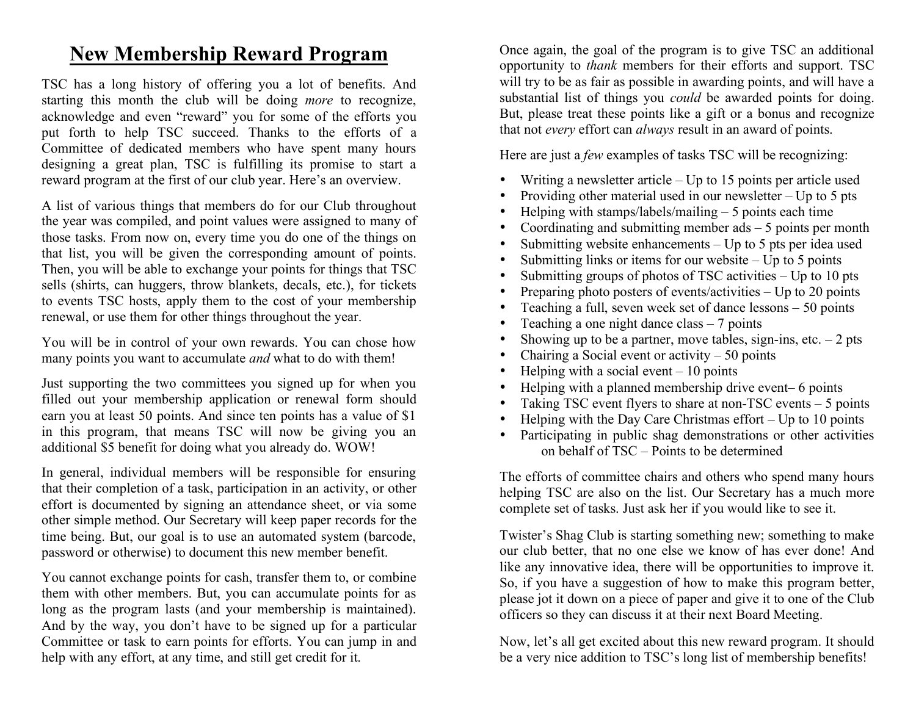# New Membership Reward Program

TSC has a long history of offering you a lot of benefits. And starting this month the club will be doing *more* to recognize, acknowledge and even "reward" you for some of the efforts you put forth to help TSC succeed. Thanks to the efforts of a Committee of dedicated members who have spent many hours designing a great plan, TSC is fulfilling its promise to start a reward program at the first of our club year. Here's an overview.

A list of various things that members do for our Club throughout the year was compiled, and point values were assigned to many of those tasks. From now on, every time you do one of the things on that list, you will be given the corresponding amount of points. Then, you will be able to exchange your points for things that TSC sells (shirts, can huggers, throw blankets, decals, etc.), for tickets to events TSC hosts, apply them to the cost of your membership renewal, or use them for other things throughout the year.

You will be in control of your own rewards. You can chose how many points you want to accumulate *and* what to do with them!

Just supporting the two committees you signed up for when you filled out your membership application or renewal form should earn you at least 50 points. And since ten points has a value of $1 in this program, that means TSC will now be giving you an additional $5 benefit for doing what you already do. WOW!

In general, individual members will be responsible for ensuring that their completion of a task, participation in an activity, or other effort is documented by signing an attendance sheet, or via some other simple method. Our Secretary will keep paper records for the time being. But, our goal is to use an automated system (barcode, password or otherwise) to document this new member benefit.

You cannot exchange points for cash, transfer them to, or combine them with other members. But, you can accumulate points for as long as the program lasts (and your membership is maintained). And by the way, you don't have to be signed up for a particular Committee or task to earn points for efforts. You can jump in and help with any effort, at any time, and still get credit for it.

Once again, the goal of the program is to give TSC an additional opportunity to *thank* members for their efforts and support. TSC will try to be as fair as possible in awarding points, and will have a substantial list of things you *could* be awarded points for doing. But, please treat these points like a gift or a bonus and recognize that not *every* effort can *always* result in an award of points.

Here are just a *few* examples of tasks TSC will be recognizing:

- Writing a newsletter article – Up to 15 points per article used
- Providing other material used in our newsletter – Up to 5 pts
- Helping with stamps/labels/mailing – 5 points each time
- Coordinating and submitting member ads – 5 points per month
- Submitting website enhancements – Up to 5 pts per idea used
- Submitting links or items for our website – Up to 5 points
- Submitting groups of photos of TSC activities – Up to 10 pts
- Preparing photo posters of events/activities – Up to 20 points
- Teaching a full, seven week set of dance lessons – 50 points
- Teaching a one night dance class – 7 points
- Showing up to be a partner, move tables, sign-ins, etc. – 2 pts
- Chairing a Social event or activity – 50 points
- Helping with a social event – 10 points
- Helping with a planned membership drive event– 6 points
- Taking TSC event flyers to share at non-TSC events – 5 points
- Helping with the Day Care Christmas effort – Up to 10 points
- Participating in public shag demonstrations or other activities on behalf of TSC – Points to be determined

The efforts of committee chairs and others who spend many hours helping TSC are also on the list. Our Secretary has a much more complete set of tasks. Just ask her if you would like to see it.

Twister's Shag Club is starting something new; something to make our club better, that no one else we know of has ever done! And like any innovative idea, there will be opportunities to improve it. So, if you have a suggestion of how to make this program better, please jot it down on a piece of paper and give it to one of the Club officers so they can discuss it at their next Board Meeting.

Now, let's all get excited about this new reward program. It should be a very nice addition to TSC's long list of membership benefits!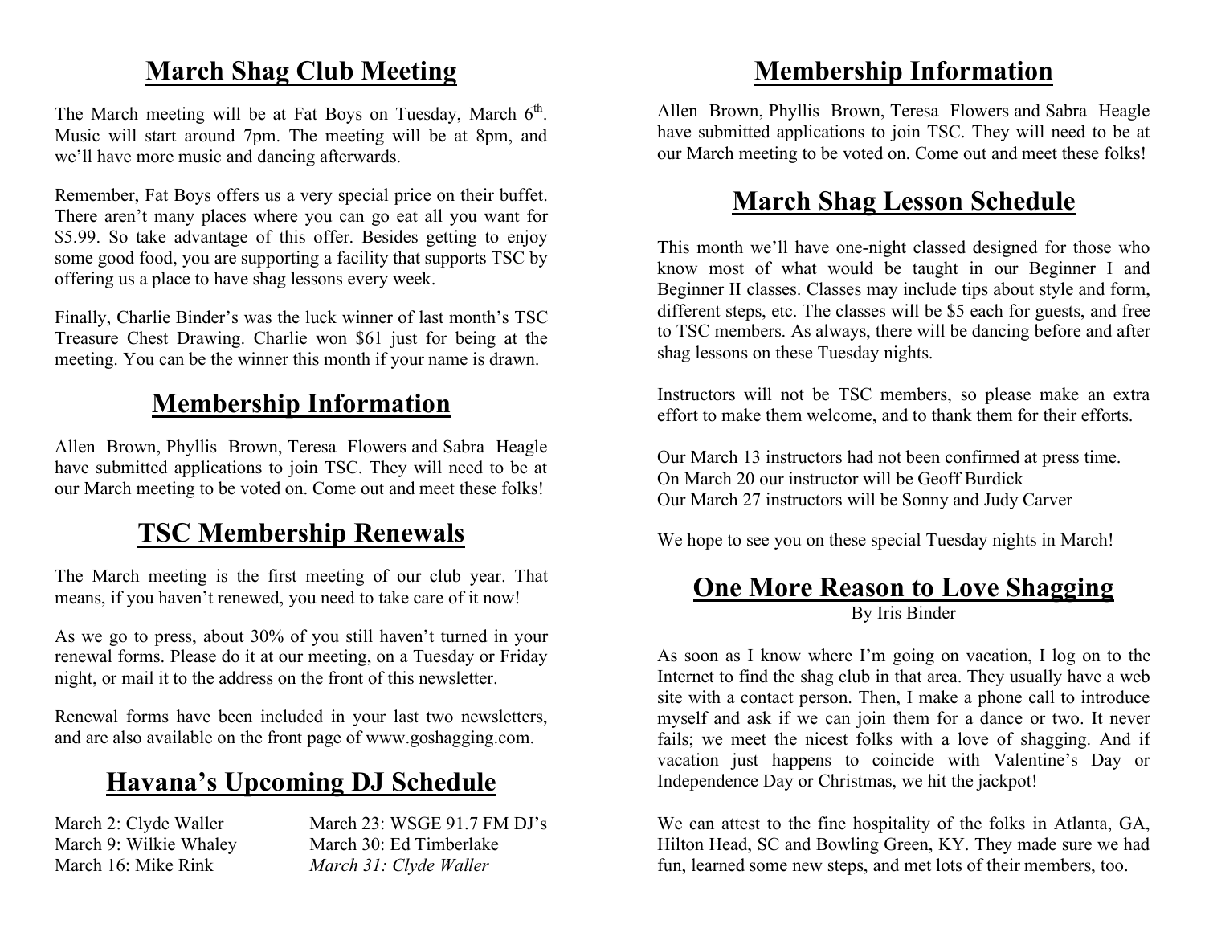## March Shag Club Meeting

The March meeting will be at Fat Boys on Tuesday, March 6th. Music will start around 7pm. The meeting will be at 8pm, and we'll have more music and dancing afterwards.

Remember, Fat Boys offers us a very special price on their buffet. There aren't many places where you can go eat all you want for $5.99. So take advantage of this offer. Besides getting to enjoy some good food, you are supporting a facility that supports TSC by offering us a place to have shag lessons every week.

Finally, Charlie Binder's was the luck winner of last month's TSC Treasure Chest Drawing. Charlie won $61 just for being at the meeting. You can be the winner this month if your name is drawn.

## Membership Information

Allen Brown, Phyllis Brown, Teresa Flowers and Sabra Heagle have submitted applications to join TSC. They will need to be at our March meeting to be voted on. Come out and meet these folks!

## TSC Membership Renewals

The March meeting is the first meeting of our club year. That means, if you haven't renewed, you need to take care of it now!

As we go to press, about 30% of you still haven't turned in your renewal forms. Please do it at our meeting, on a Tuesday or Friday night, or mail it to the address on the front of this newsletter.

Renewal forms have been included in your last two newsletters, and are also available on the front page of www.goshagging.com.

## Havana's Upcoming DJ Schedule

March 2: Clyde Waller
March 9: Wilkie Whaley
March 16: Mike Rink
March 23: WSGE 91.7 FM DJ's
March 30: Ed Timberlake
*March 31: Clyde Waller*

## Membership Information

Allen Brown, Phyllis Brown, Teresa Flowers and Sabra Heagle have submitted applications to join TSC. They will need to be at our March meeting to be voted on. Come out and meet these folks!

## March Shag Lesson Schedule

This month we'll have one-night classed designed for those who know most of what would be taught in our Beginner I and Beginner II classes. Classes may include tips about style and form, different steps, etc. The classes will be $5 each for guests, and free to TSC members. As always, there will be dancing before and after shag lessons on these Tuesday nights.

Instructors will not be TSC members, so please make an extra effort to make them welcome, and to thank them for their efforts.

Our March 13 instructors had not been confirmed at press time.
On March 20 our instructor will be Geoff Burdick
Our March 27 instructors will be Sonny and Judy Carver

We hope to see you on these special Tuesday nights in March!

## One More Reason to Love Shagging

By Iris Binder

As soon as I know where I'm going on vacation, I log on to the Internet to find the shag club in that area. They usually have a web site with a contact person. Then, I make a phone call to introduce myself and ask if we can join them for a dance or two. It never fails; we meet the nicest folks with a love of shagging. And if vacation just happens to coincide with Valentine's Day or Independence Day or Christmas, we hit the jackpot!

We can attest to the fine hospitality of the folks in Atlanta, GA, Hilton Head, SC and Bowling Green, KY. They made sure we had fun, learned some new steps, and met lots of their members, too.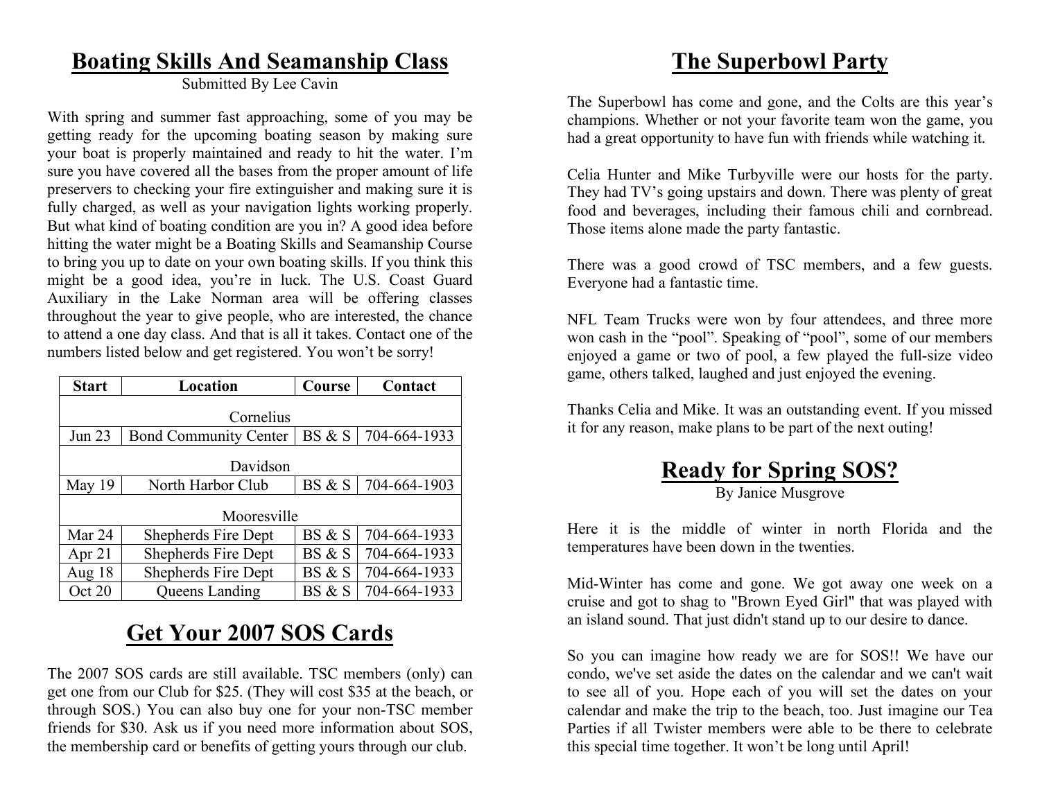## Boating Skills And Seamanship Class

Submitted By Lee Cavin

With spring and summer fast approaching, some of you may be getting ready for the upcoming boating season by making sure your boat is properly maintained and ready to hit the water. I'm sure you have covered all the bases from the proper amount of life preservers to checking your fire extinguisher and making sure it is fully charged, as well as your navigation lights working properly. But what kind of boating condition are you in? A good idea before hitting the water might be a Boating Skills and Seamanship Course to bring you up to date on your own boating skills. If you think this might be a good idea, you're in luck. The U.S. Coast Guard Auxiliary in the Lake Norman area will be offering classes throughout the year to give people, who are interested, the chance to attend a one day class. And that is all it takes. Contact one of the numbers listed below and get registered. You won't be sorry!

| Start | Location | Course | Contact |
|---|---|---|---|
| Cornelius | | | |
| Jun 23 | Bond Community Center | BS & S | 704-664-1933 |
| Davidson | | | |
| May 19 | North Harbor Club | BS & S | 704-664-1903 |
| Mooresville | | | |
| Mar 24 | Shepherds Fire Dept | BS & S | 704-664-1933 |
| Apr 21 | Shepherds Fire Dept | BS & S | 704-664-1933 |
| Aug 18 | Shepherds Fire Dept | BS & S | 704-664-1933 |
| Oct 20 | Queens Landing | BS & S | 704-664-1933 |

## Get Your 2007 SOS Cards

The 2007 SOS cards are still available. TSC members (only) can get one from our Club for $25. (They will cost $35 at the beach, or through SOS.) You can also buy one for your non-TSC member friends for $30. Ask us if you need more information about SOS, the membership card or benefits of getting yours through our club.

## The Superbowl Party

The Superbowl has come and gone, and the Colts are this year's champions. Whether or not your favorite team won the game, you had a great opportunity to have fun with friends while watching it.

Celia Hunter and Mike Turbyville were our hosts for the party. They had TV's going upstairs and down. There was plenty of great food and beverages, including their famous chili and cornbread. Those items alone made the party fantastic.

There was a good crowd of TSC members, and a few guests. Everyone had a fantastic time.

NFL Team Trucks were won by four attendees, and three more won cash in the "pool". Speaking of "pool", some of our members enjoyed a game or two of pool, a few played the full-size video game, others talked, laughed and just enjoyed the evening.

Thanks Celia and Mike. It was an outstanding event. If you missed it for any reason, make plans to be part of the next outing!

## Ready for Spring SOS?

By Janice Musgrove

Here it is the middle of winter in north Florida and the temperatures have been down in the twenties.

Mid-Winter has come and gone. We got away one week on a cruise and got to shag to "Brown Eyed Girl" that was played with an island sound. That just didn't stand up to our desire to dance.

So you can imagine how ready we are for SOS!! We have our condo, we've set aside the dates on the calendar and we can't wait to see all of you. Hope each of you will set the dates on your calendar and make the trip to the beach, too. Just imagine our Tea Parties if all Twister members were able to be there to celebrate this special time together. It won't be long until April!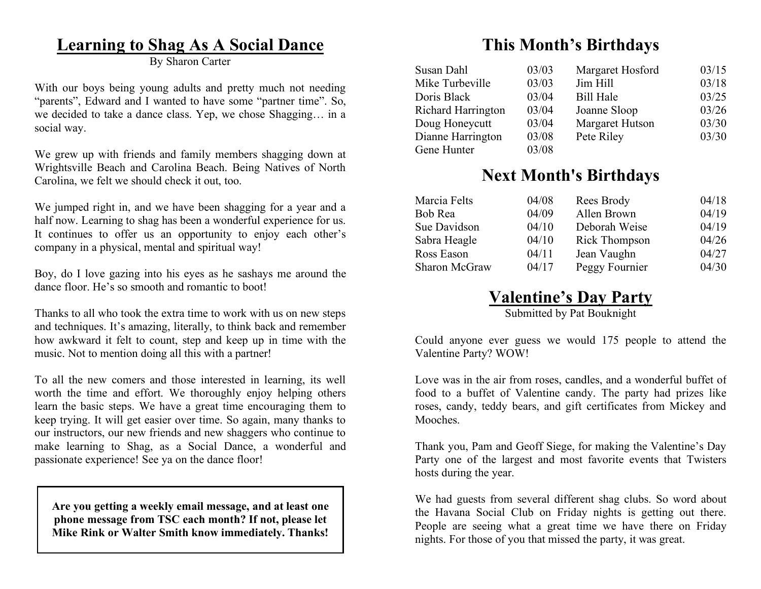# Learning to Shag As A Social Dance

By Sharon Carter

With our boys being young adults and pretty much not needing "parents", Edward and I wanted to have some "partner time". So, we decided to take a dance class. Yep, we chose Shagging… in a social way.

We grew up with friends and family members shagging down at Wrightsville Beach and Carolina Beach. Being Natives of North Carolina, we felt we should check it out, too.

We jumped right in, and we have been shagging for a year and a half now. Learning to shag has been a wonderful experience for us. It continues to offer us an opportunity to enjoy each other's company in a physical, mental and spiritual way!

Boy, do I love gazing into his eyes as he sashays me around the dance floor. He's so smooth and romantic to boot!

Thanks to all who took the extra time to work with us on new steps and techniques. It's amazing, literally, to think back and remember how awkward it felt to count, step and keep up in time with the music. Not to mention doing all this with a partner!

To all the new comers and those interested in learning, its well worth the time and effort. We thoroughly enjoy helping others learn the basic steps. We have a great time encouraging them to keep trying. It will get easier over time. So again, many thanks to our instructors, our new friends and new shaggers who continue to make learning to Shag, as a Social Dance, a wonderful and passionate experience! See ya on the dance floor!

**Are you getting a weekly email message, and at least one phone message from TSC each month? If not, please let Mike Rink or Walter Smith know immediately. Thanks!**

# This Month's Birthdays

| | | | |
|---|---|---|---|
| Susan Dahl | 03/03 | Margaret Hosford | 03/15 |
| Mike Turbeville | 03/03 | Jim Hill | 03/18 |
| Doris Black | 03/04 | Bill Hale | 03/25 |
| Richard Harrington | 03/04 | Joanne Sloop | 03/26 |
| Doug Honeycutt | 03/04 | Margaret Hutson | 03/30 |
| Dianne Harrington | 03/08 | Pete Riley | 03/30 |
| Gene Hunter | 03/08 | | |

# Next Month's Birthdays

| | | | |
|---|---|---|---|
| Marcia Felts | 04/08 | Rees Brody | 04/18 |
| Bob Rea | 04/09 | Allen Brown | 04/19 |
| Sue Davidson | 04/10 | Deborah Weise | 04/19 |
| Sabra Heagle | 04/10 | Rick Thompson | 04/26 |
| Ross Eason | 04/11 | Jean Vaughn | 04/27 |
| Sharon McGraw | 04/17 | Peggy Fournier | 04/30 |

# Valentine's Day Party

Submitted by Pat Bouknight

Could anyone ever guess we would 175 people to attend the Valentine Party? WOW!

Love was in the air from roses, candles, and a wonderful buffet of food to a buffet of Valentine candy. The party had prizes like roses, candy, teddy bears, and gift certificates from Mickey and Mooches.

Thank you, Pam and Geoff Siege, for making the Valentine's Day Party one of the largest and most favorite events that Twisters hosts during the year.

We had guests from several different shag clubs. So word about the Havana Social Club on Friday nights is getting out there. People are seeing what a great time we have there on Friday nights. For those of you that missed the party, it was great.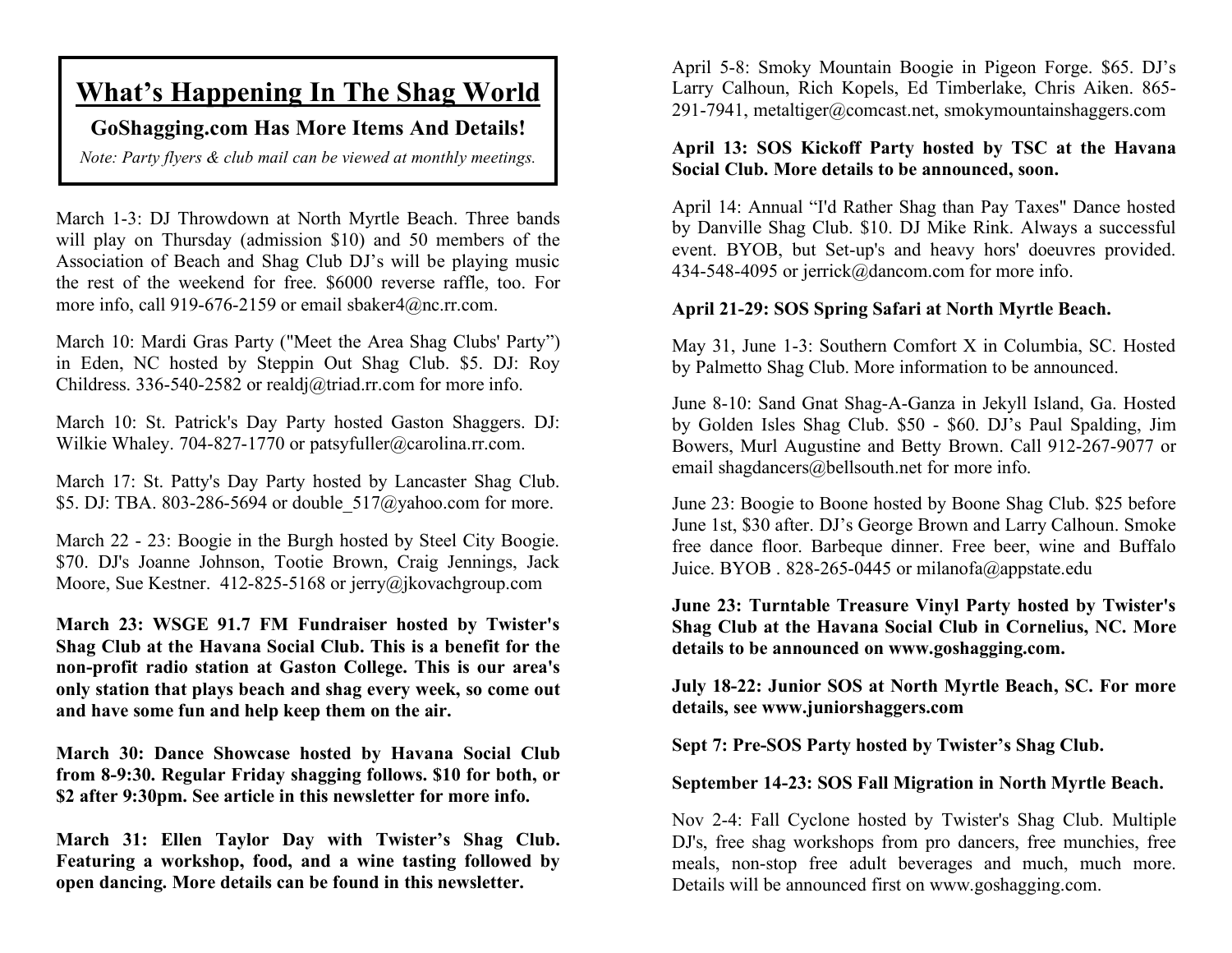# What's Happening In The Shag World

**GoShagging.com Has More Items And Details!**

*Note: Party flyers & club mail can be viewed at monthly meetings.*

March 1-3: DJ Throwdown at North Myrtle Beach. Three bands will play on Thursday (admission $10) and 50 members of the Association of Beach and Shag Club DJ's will be playing music the rest of the weekend for free. $6000 reverse raffle, too. For more info, call 919-676-2159 or email sbaker4@nc.rr.com.

March 10: Mardi Gras Party ("Meet the Area Shag Clubs' Party") in Eden, NC hosted by Steppin Out Shag Club. $5. DJ: Roy Childress. 336-540-2582 or realdj@triad.rr.com for more info.

March 10: St. Patrick's Day Party hosted Gaston Shaggers. DJ: Wilkie Whaley. 704-827-1770 or patsyfuller@carolina.rr.com.

March 17: St. Patty's Day Party hosted by Lancaster Shag Club. $5. DJ: TBA. 803-286-5694 or double_517@yahoo.com for more.

March 22 - 23: Boogie in the Burgh hosted by Steel City Boogie. $70. DJ's Joanne Johnson, Tootie Brown, Craig Jennings, Jack Moore, Sue Kestner. 412-825-5168 or jerry@jkovachgroup.com

**March 23: WSGE 91.7 FM Fundraiser hosted by Twister's Shag Club at the Havana Social Club. This is a benefit for the non-profit radio station at Gaston College. This is our area's only station that plays beach and shag every week, so come out and have some fun and help keep them on the air.**

**March 30: Dance Showcase hosted by Havana Social Club from 8-9:30. Regular Friday shagging follows. $10 for both, or $2 after 9:30pm. See article in this newsletter for more info.**

**March 31: Ellen Taylor Day with Twister's Shag Club. Featuring a workshop, food, and a wine tasting followed by open dancing. More details can be found in this newsletter.**

April 5-8: Smoky Mountain Boogie in Pigeon Forge. $65. DJ's Larry Calhoun, Rich Kopels, Ed Timberlake, Chris Aiken. 865-291-7941, metaltiger@comcast.net, smokymountainshaggers.com

**April 13: SOS Kickoff Party hosted by TSC at the Havana Social Club. More details to be announced, soon.**

April 14: Annual "I'd Rather Shag than Pay Taxes" Dance hosted by Danville Shag Club. $10. DJ Mike Rink. Always a successful event. BYOB, but Set-up's and heavy hors' doeuvres provided. 434-548-4095 or jerrick@dancom.com for more info.

**April 21-29: SOS Spring Safari at North Myrtle Beach.**

May 31, June 1-3: Southern Comfort X in Columbia, SC. Hosted by Palmetto Shag Club. More information to be announced.

June 8-10: Sand Gnat Shag-A-Ganza in Jekyll Island, Ga. Hosted by Golden Isles Shag Club. $50 - $60. DJ's Paul Spalding, Jim Bowers, Murl Augustine and Betty Brown. Call 912-267-9077 or email shagdancers@bellsouth.net for more info.

June 23: Boogie to Boone hosted by Boone Shag Club. $25 before June 1st, $30 after. DJ's George Brown and Larry Calhoun. Smoke free dance floor. Barbeque dinner. Free beer, wine and Buffalo Juice. BYOB . 828-265-0445 or milanofa@appstate.edu

**June 23: Turntable Treasure Vinyl Party hosted by Twister's Shag Club at the Havana Social Club in Cornelius, NC. More details to be announced on www.goshagging.com.**

**July 18-22: Junior SOS at North Myrtle Beach, SC. For more details, see www.juniorshaggers.com**

**Sept 7: Pre-SOS Party hosted by Twister's Shag Club.**

**September 14-23: SOS Fall Migration in North Myrtle Beach.**

Nov 2-4: Fall Cyclone hosted by Twister's Shag Club. Multiple DJ's, free shag workshops from pro dancers, free munchies, free meals, non-stop free adult beverages and much, much more. Details will be announced first on www.goshagging.com.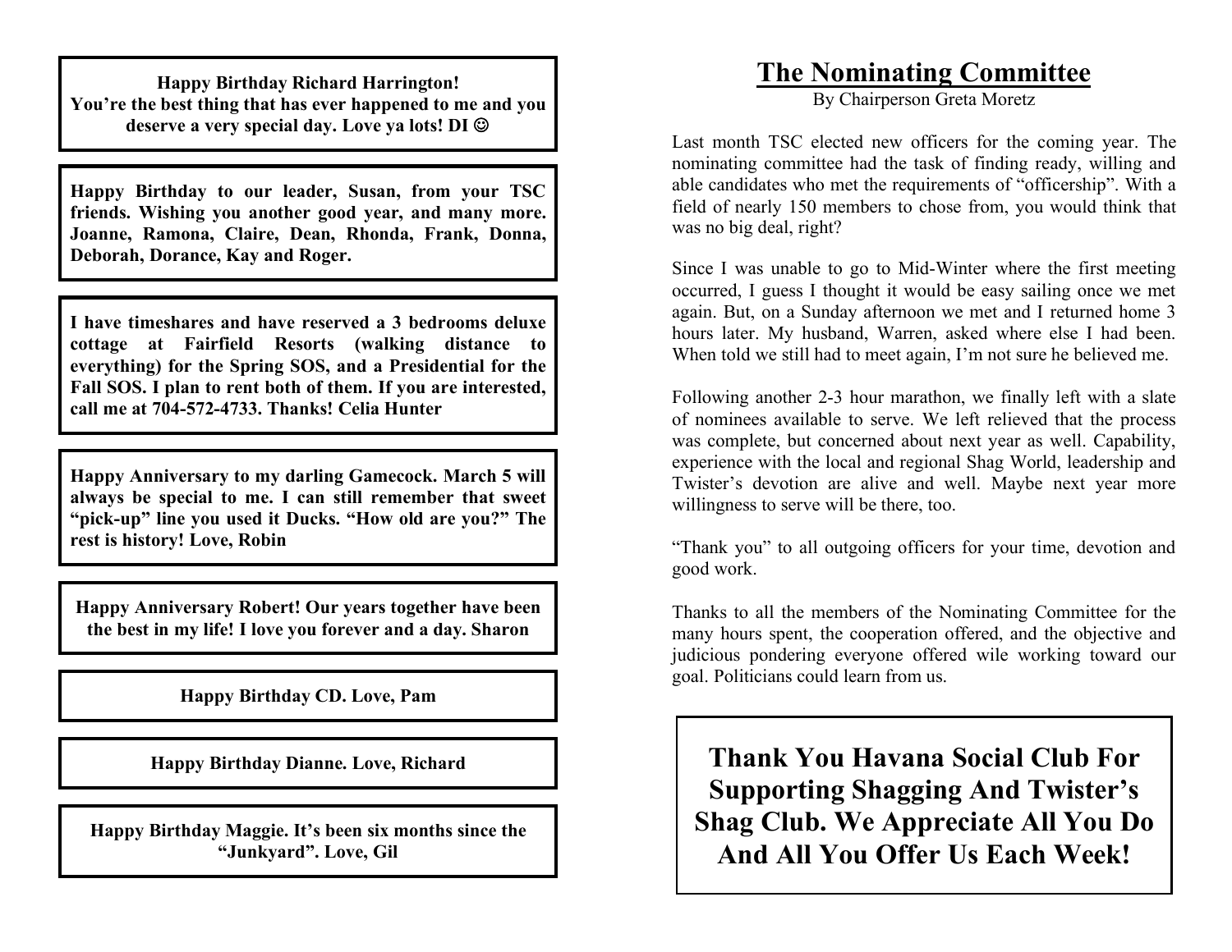**Happy Birthday Richard Harrington! You're the best thing that has ever happened to me and you deserve a very special day. Love ya lots! DI ☺**

**Happy Birthday to our leader, Susan, from your TSC friends. Wishing you another good year, and many more. Joanne, Ramona, Claire, Dean, Rhonda, Frank, Donna, Deborah, Dorance, Kay and Roger.**

**I have timeshares and have reserved a 3 bedrooms deluxe cottage at Fairfield Resorts (walking distance to everything) for the Spring SOS, and a Presidential for the Fall SOS. I plan to rent both of them. If you are interested, call me at 704-572-4733. Thanks! Celia Hunter**

**Happy Anniversary to my darling Gamecock. March 5 will always be special to me. I can still remember that sweet "pick-up" line you used it Ducks. "How old are you?" The rest is history! Love, Robin**

**Happy Anniversary Robert! Our years together have been the best in my life! I love you forever and a day. Sharon**

**Happy Birthday CD. Love, Pam**

**Happy Birthday Dianne. Love, Richard**

**Happy Birthday Maggie. It's been six months since the "Junkyard". Love, Gil**

# The Nominating Committee

By Chairperson Greta Moretz

Last month TSC elected new officers for the coming year. The nominating committee had the task of finding ready, willing and able candidates who met the requirements of "officership". With a field of nearly 150 members to chose from, you would think that was no big deal, right?

Since I was unable to go to Mid-Winter where the first meeting occurred, I guess I thought it would be easy sailing once we met again. But, on a Sunday afternoon we met and I returned home 3 hours later. My husband, Warren, asked where else I had been. When told we still had to meet again, I'm not sure he believed me.

Following another 2-3 hour marathon, we finally left with a slate of nominees available to serve. We left relieved that the process was complete, but concerned about next year as well. Capability, experience with the local and regional Shag World, leadership and Twister's devotion are alive and well. Maybe next year more willingness to serve will be there, too.

"Thank you" to all outgoing officers for your time, devotion and good work.

Thanks to all the members of the Nominating Committee for the many hours spent, the cooperation offered, and the objective and judicious pondering everyone offered wile working toward our goal. Politicians could learn from us.

**Thank You Havana Social Club For Supporting Shagging And Twister's Shag Club. We Appreciate All You Do And All You Offer Us Each Week!**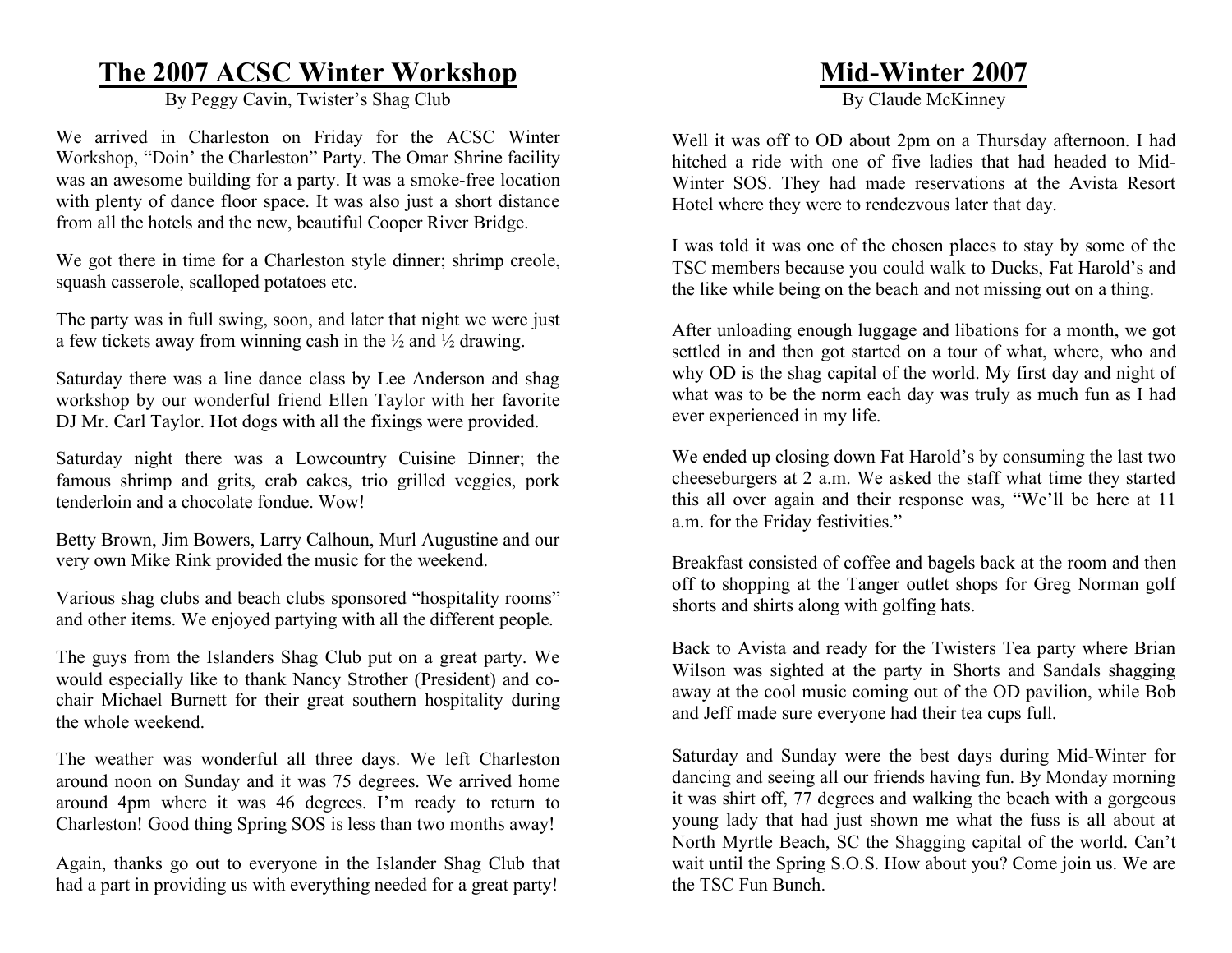# The 2007 ACSC Winter Workshop

By Peggy Cavin, Twister's Shag Club

We arrived in Charleston on Friday for the ACSC Winter Workshop, "Doin' the Charleston" Party. The Omar Shrine facility was an awesome building for a party. It was a smoke-free location with plenty of dance floor space. It was also just a short distance from all the hotels and the new, beautiful Cooper River Bridge.

We got there in time for a Charleston style dinner; shrimp creole, squash casserole, scalloped potatoes etc.

The party was in full swing, soon, and later that night we were just a few tickets away from winning cash in the ½ and ½ drawing.

Saturday there was a line dance class by Lee Anderson and shag workshop by our wonderful friend Ellen Taylor with her favorite DJ Mr. Carl Taylor. Hot dogs with all the fixings were provided.

Saturday night there was a Lowcountry Cuisine Dinner; the famous shrimp and grits, crab cakes, trio grilled veggies, pork tenderloin and a chocolate fondue. Wow!

Betty Brown, Jim Bowers, Larry Calhoun, Murl Augustine and our very own Mike Rink provided the music for the weekend.

Various shag clubs and beach clubs sponsored "hospitality rooms" and other items. We enjoyed partying with all the different people.

The guys from the Islanders Shag Club put on a great party. We would especially like to thank Nancy Strother (President) and co-chair Michael Burnett for their great southern hospitality during the whole weekend.

The weather was wonderful all three days. We left Charleston around noon on Sunday and it was 75 degrees. We arrived home around 4pm where it was 46 degrees. I'm ready to return to Charleston! Good thing Spring SOS is less than two months away!

Again, thanks go out to everyone in the Islander Shag Club that had a part in providing us with everything needed for a great party!

# Mid-Winter 2007

By Claude McKinney

Well it was off to OD about 2pm on a Thursday afternoon. I had hitched a ride with one of five ladies that had headed to Mid-Winter SOS. They had made reservations at the Avista Resort Hotel where they were to rendezvous later that day.

I was told it was one of the chosen places to stay by some of the TSC members because you could walk to Ducks, Fat Harold's and the like while being on the beach and not missing out on a thing.

After unloading enough luggage and libations for a month, we got settled in and then got started on a tour of what, where, who and why OD is the shag capital of the world. My first day and night of what was to be the norm each day was truly as much fun as I had ever experienced in my life.

We ended up closing down Fat Harold's by consuming the last two cheeseburgers at 2 a.m. We asked the staff what time they started this all over again and their response was, "We'll be here at 11 a.m. for the Friday festivities."

Breakfast consisted of coffee and bagels back at the room and then off to shopping at the Tanger outlet shops for Greg Norman golf shorts and shirts along with golfing hats.

Back to Avista and ready for the Twisters Tea party where Brian Wilson was sighted at the party in Shorts and Sandals shagging away at the cool music coming out of the OD pavilion, while Bob and Jeff made sure everyone had their tea cups full.

Saturday and Sunday were the best days during Mid-Winter for dancing and seeing all our friends having fun. By Monday morning it was shirt off, 77 degrees and walking the beach with a gorgeous young lady that had just shown me what the fuss is all about at North Myrtle Beach, SC the Shagging capital of the world. Can't wait until the Spring S.O.S. How about you? Come join us. We are the TSC Fun Bunch.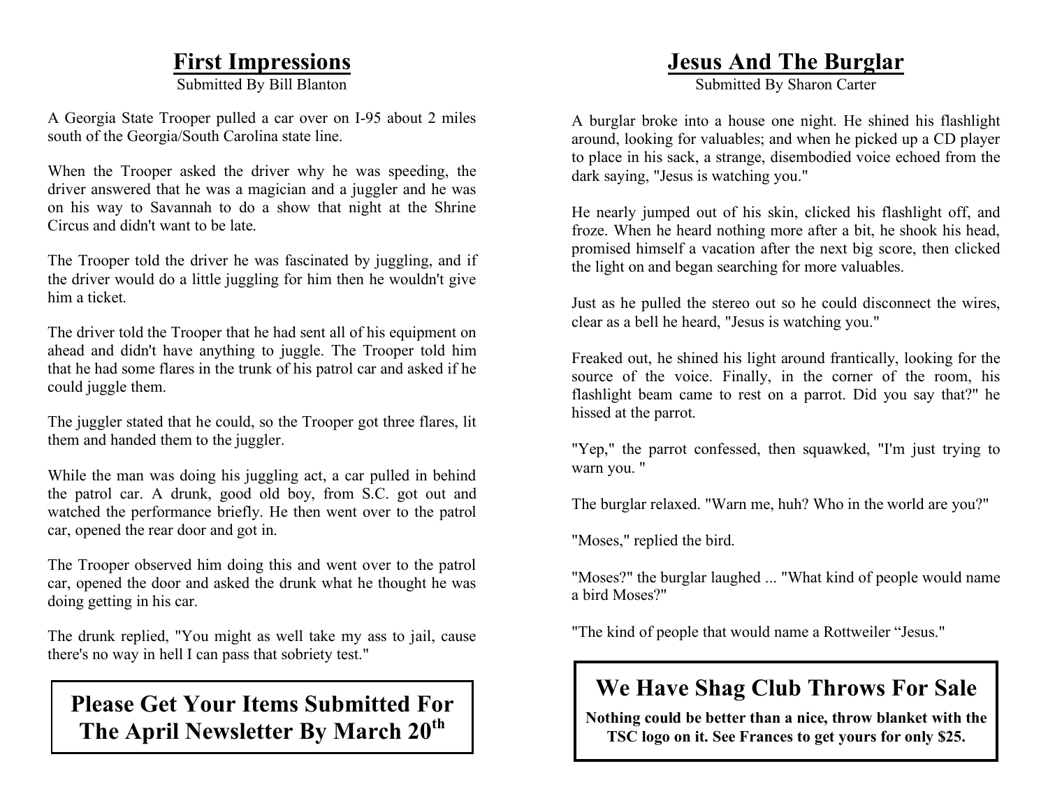## First Impressions

Submitted By Bill Blanton

A Georgia State Trooper pulled a car over on I-95 about 2 miles south of the Georgia/South Carolina state line.

When the Trooper asked the driver why he was speeding, the driver answered that he was a magician and a juggler and he was on his way to Savannah to do a show that night at the Shrine Circus and didn't want to be late.

The Trooper told the driver he was fascinated by juggling, and if the driver would do a little juggling for him then he wouldn't give him a ticket.

The driver told the Trooper that he had sent all of his equipment on ahead and didn't have anything to juggle. The Trooper told him that he had some flares in the trunk of his patrol car and asked if he could juggle them.

The juggler stated that he could, so the Trooper got three flares, lit them and handed them to the juggler.

While the man was doing his juggling act, a car pulled in behind the patrol car. A drunk, good old boy, from S.C. got out and watched the performance briefly. He then went over to the patrol car, opened the rear door and got in.

The Trooper observed him doing this and went over to the patrol car, opened the door and asked the drunk what he thought he was doing getting in his car.

The drunk replied, "You might as well take my ass to jail, cause there's no way in hell I can pass that sobriety test."

**Please Get Your Items Submitted For The April Newsletter By March 20th**

## Jesus And The Burglar

Submitted By Sharon Carter

A burglar broke into a house one night. He shined his flashlight around, looking for valuables; and when he picked up a CD player to place in his sack, a strange, disembodied voice echoed from the dark saying, "Jesus is watching you."

He nearly jumped out of his skin, clicked his flashlight off, and froze. When he heard nothing more after a bit, he shook his head, promised himself a vacation after the next big score, then clicked the light on and began searching for more valuables.

Just as he pulled the stereo out so he could disconnect the wires, clear as a bell he heard, "Jesus is watching you."

Freaked out, he shined his light around frantically, looking for the source of the voice. Finally, in the corner of the room, his flashlight beam came to rest on a parrot. Did you say that?" he hissed at the parrot.

"Yep," the parrot confessed, then squawked, "I'm just trying to warn you. "

The burglar relaxed. "Warn me, huh? Who in the world are you?"

"Moses," replied the bird.

"Moses?" the burglar laughed ... "What kind of people would name a bird Moses?"

"The kind of people that would name a Rottweiler "Jesus."

### We Have Shag Club Throws For Sale

**Nothing could be better than a nice, throw blanket with the TSC logo on it. See Frances to get yours for only $25.**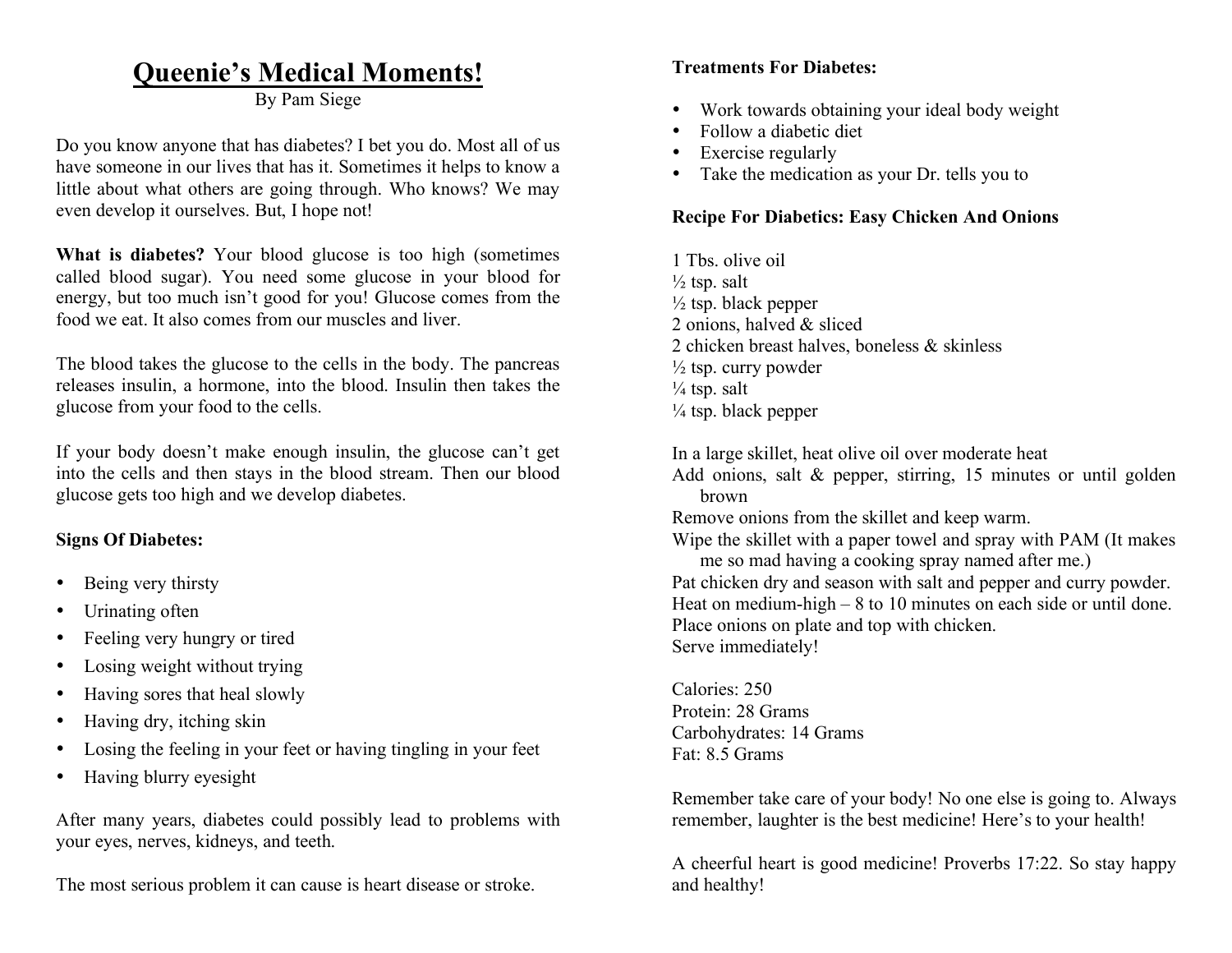# Queenie's Medical Moments!

By Pam Siege

Do you know anyone that has diabetes? I bet you do. Most all of us have someone in our lives that has it. Sometimes it helps to know a little about what others are going through. Who knows? We may even develop it ourselves. But, I hope not!

**What is diabetes?** Your blood glucose is too high (sometimes called blood sugar). You need some glucose in your blood for energy, but too much isn't good for you! Glucose comes from the food we eat. It also comes from our muscles and liver.

The blood takes the glucose to the cells in the body. The pancreas releases insulin, a hormone, into the blood. Insulin then takes the glucose from your food to the cells.

If your body doesn't make enough insulin, the glucose can't get into the cells and then stays in the blood stream. Then our blood glucose gets too high and we develop diabetes.

**Signs Of Diabetes:**

- Being very thirsty
- Urinating often
- Feeling very hungry or tired
- Losing weight without trying
- Having sores that heal slowly
- Having dry, itching skin
- Losing the feeling in your feet or having tingling in your feet
- Having blurry eyesight

After many years, diabetes could possibly lead to problems with your eyes, nerves, kidneys, and teeth.

The most serious problem it can cause is heart disease or stroke.

**Treatments For Diabetes:**

- Work towards obtaining your ideal body weight
- Follow a diabetic diet
- Exercise regularly
- Take the medication as your Dr. tells you to

**Recipe For Diabetics: Easy Chicken And Onions**

1 Tbs. olive oil
½ tsp. salt
½ tsp. black pepper
2 onions, halved & sliced
2 chicken breast halves, boneless & skinless
½ tsp. curry powder
¼ tsp. salt
¼ tsp. black pepper

In a large skillet, heat olive oil over moderate heat
Add onions, salt & pepper, stirring, 15 minutes or until golden brown
Remove onions from the skillet and keep warm.
Wipe the skillet with a paper towel and spray with PAM (It makes me so mad having a cooking spray named after me.)
Pat chicken dry and season with salt and pepper and curry powder.
Heat on medium-high – 8 to 10 minutes on each side or until done.
Place onions on plate and top with chicken.
Serve immediately!

Calories: 250
Protein: 28 Grams
Carbohydrates: 14 Grams
Fat: 8.5 Grams

Remember take care of your body! No one else is going to. Always remember, laughter is the best medicine! Here's to your health!

A cheerful heart is good medicine! Proverbs 17:22. So stay happy and healthy!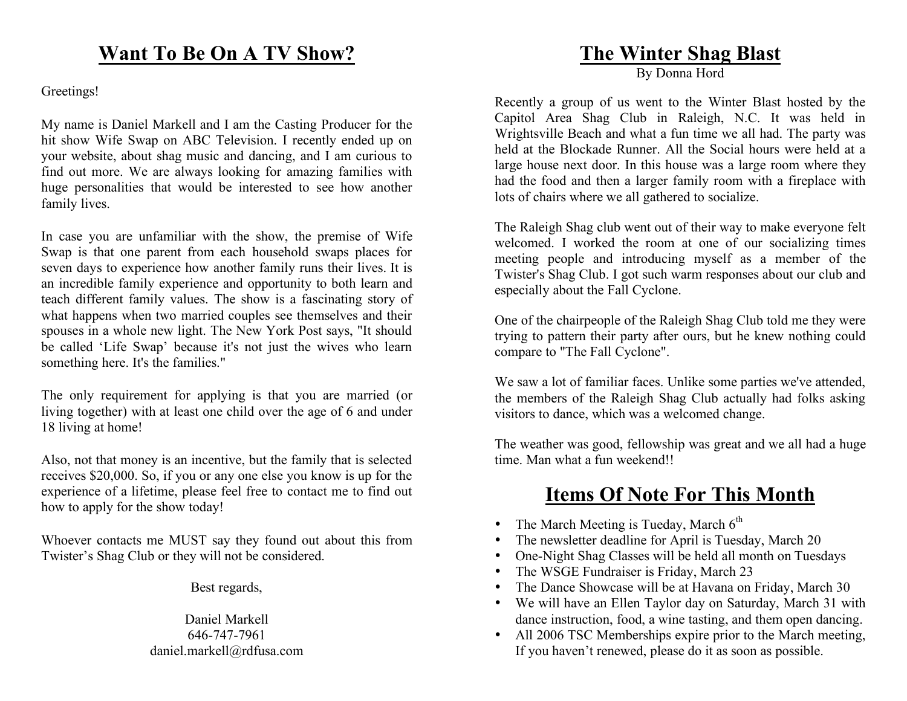## Want To Be On A TV Show?

Greetings!

My name is Daniel Markell and I am the Casting Producer for the hit show Wife Swap on ABC Television. I recently ended up on your website, about shag music and dancing, and I am curious to find out more. We are always looking for amazing families with huge personalities that would be interested to see how another family lives.

In case you are unfamiliar with the show, the premise of Wife Swap is that one parent from each household swaps places for seven days to experience how another family runs their lives. It is an incredible family experience and opportunity to both learn and teach different family values. The show is a fascinating story of what happens when two married couples see themselves and their spouses in a whole new light. The New York Post says, "It should be called 'Life Swap' because it's not just the wives who learn something here. It's the families."

The only requirement for applying is that you are married (or living together) with at least one child over the age of 6 and under 18 living at home!

Also, not that money is an incentive, but the family that is selected receives $20,000. So, if you or any one else you know is up for the experience of a lifetime, please feel free to contact me to find out how to apply for the show today!

Whoever contacts me MUST say they found out about this from Twister's Shag Club or they will not be considered.

Best regards,

Daniel Markell
646-747-7961
daniel.markell@rdfusa.com

## The Winter Shag Blast

By Donna Hord

Recently a group of us went to the Winter Blast hosted by the Capitol Area Shag Club in Raleigh, N.C. It was held in Wrightsville Beach and what a fun time we all had. The party was held at the Blockade Runner. All the Social hours were held at a large house next door. In this house was a large room where they had the food and then a larger family room with a fireplace with lots of chairs where we all gathered to socialize.

The Raleigh Shag club went out of their way to make everyone felt welcomed. I worked the room at one of our socializing times meeting people and introducing myself as a member of the Twister's Shag Club. I got such warm responses about our club and especially about the Fall Cyclone.

One of the chairpeople of the Raleigh Shag Club told me they were trying to pattern their party after ours, but he knew nothing could compare to "The Fall Cyclone".

We saw a lot of familiar faces. Unlike some parties we've attended, the members of the Raleigh Shag Club actually had folks asking visitors to dance, which was a welcomed change.

The weather was good, fellowship was great and we all had a huge time. Man what a fun weekend!!

## Items Of Note For This Month

- The March Meeting is Tueday, March 6th
- The newsletter deadline for April is Tuesday, March 20
- One-Night Shag Classes will be held all month on Tuesdays
- The WSGE Fundraiser is Friday, March 23
- The Dance Showcase will be at Havana on Friday, March 30
- We will have an Ellen Taylor day on Saturday, March 31 with dance instruction, food, a wine tasting, and them open dancing.
- All 2006 TSC Memberships expire prior to the March meeting, If you haven't renewed, please do it as soon as possible.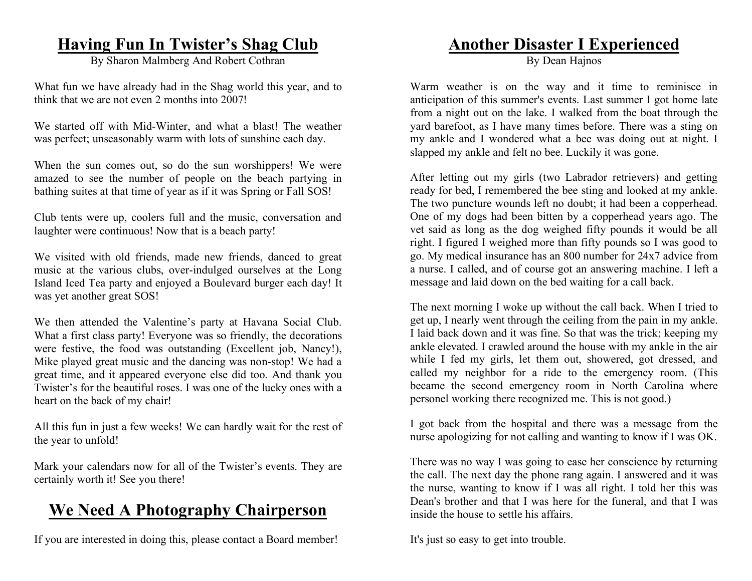# Having Fun In Twister's Shag Club

By Sharon Malmberg And Robert Cothran

What fun we have already had in the Shag world this year, and to think that we are not even 2 months into 2007!

We started off with Mid-Winter, and what a blast! The weather was perfect; unseasonably warm with lots of sunshine each day.

When the sun comes out, so do the sun worshippers! We were amazed to see the number of people on the beach partying in bathing suites at that time of year as if it was Spring or Fall SOS!

Club tents were up, coolers full and the music, conversation and laughter were continuous! Now that is a beach party!

We visited with old friends, made new friends, danced to great music at the various clubs, over-indulged ourselves at the Long Island Iced Tea party and enjoyed a Boulevard burger each day! It was yet another great SOS!

We then attended the Valentine's party at Havana Social Club. What a first class party! Everyone was so friendly, the decorations were festive, the food was outstanding (Excellent job, Nancy!), Mike played great music and the dancing was non-stop! We had a great time, and it appeared everyone else did too. And thank you Twister's for the beautiful roses. I was one of the lucky ones with a heart on the back of my chair!

All this fun in just a few weeks! We can hardly wait for the rest of the year to unfold!

Mark your calendars now for all of the Twister's events. They are certainly worth it! See you there!

# We Need A Photography Chairperson

If you are interested in doing this, please contact a Board member!

# Another Disaster I Experienced

By Dean Hajnos

Warm weather is on the way and it time to reminisce in anticipation of this summer's events. Last summer I got home late from a night out on the lake. I walked from the boat through the yard barefoot, as I have many times before. There was a sting on my ankle and I wondered what a bee was doing out at night. I slapped my ankle and felt no bee. Luckily it was gone.

After letting out my girls (two Labrador retrievers) and getting ready for bed, I remembered the bee sting and looked at my ankle. The two puncture wounds left no doubt; it had been a copperhead. One of my dogs had been bitten by a copperhead years ago. The vet said as long as the dog weighed fifty pounds it would be all right. I figured I weighed more than fifty pounds so I was good to go. My medical insurance has an 800 number for 24x7 advice from a nurse. I called, and of course got an answering machine. I left a message and laid down on the bed waiting for a call back.

The next morning I woke up without the call back. When I tried to get up, I nearly went through the ceiling from the pain in my ankle. I laid back down and it was fine. So that was the trick; keeping my ankle elevated. I crawled around the house with my ankle in the air while I fed my girls, let them out, showered, got dressed, and called my neighbor for a ride to the emergency room. (This became the second emergency room in North Carolina where personel working there recognized me. This is not good.)

I got back from the hospital and there was a message from the nurse apologizing for not calling and wanting to know if I was OK.

There was no way I was going to ease her conscience by returning the call. The next day the phone rang again. I answered and it was the nurse, wanting to know if I was all right. I told her this was Dean's brother and that I was here for the funeral, and that I was inside the house to settle his affairs.

It's just so easy to get into trouble.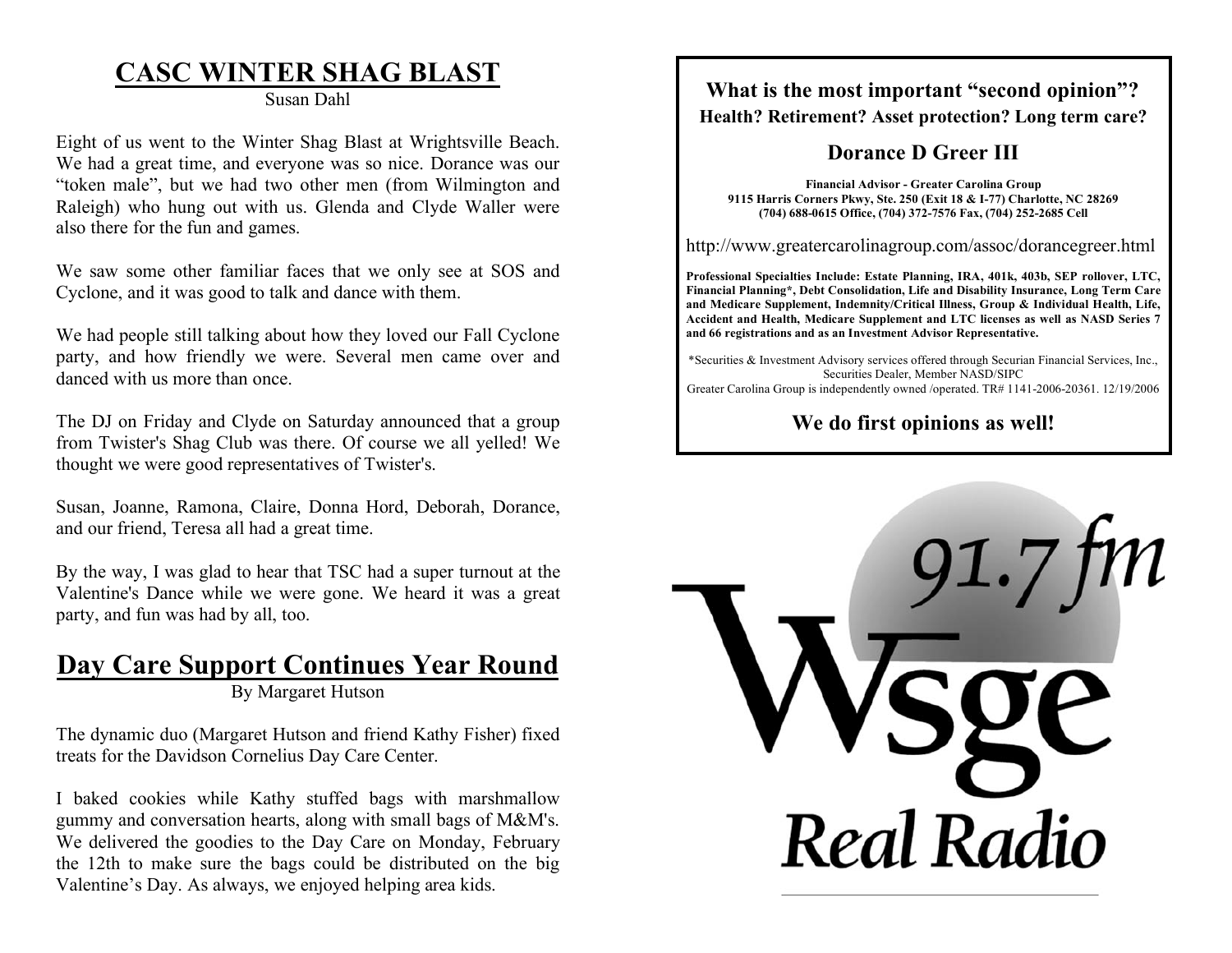# CASC WINTER SHAG BLAST

Susan Dahl

Eight of us went to the Winter Shag Blast at Wrightsville Beach. We had a great time, and everyone was so nice. Dorance was our "token male", but we had two other men (from Wilmington and Raleigh) who hung out with us. Glenda and Clyde Waller were also there for the fun and games.

We saw some other familiar faces that we only see at SOS and Cyclone, and it was good to talk and dance with them.

We had people still talking about how they loved our Fall Cyclone party, and how friendly we were. Several men came over and danced with us more than once.

The DJ on Friday and Clyde on Saturday announced that a group from Twister's Shag Club was there. Of course we all yelled! We thought we were good representatives of Twister's.

Susan, Joanne, Ramona, Claire, Donna Hord, Deborah, Dorance, and our friend, Teresa all had a great time.

By the way, I was glad to hear that TSC had a super turnout at the Valentine's Dance while we were gone. We heard it was a great party, and fun was had by all, too.

# Day Care Support Continues Year Round

By Margaret Hutson

The dynamic duo (Margaret Hutson and friend Kathy Fisher) fixed treats for the Davidson Cornelius Day Care Center.

I baked cookies while Kathy stuffed bags with marshmallow gummy and conversation hearts, along with small bags of M&M's. We delivered the goodies to the Day Care on Monday, February the 12th to make sure the bags could be distributed on the big Valentine's Day. As always, we enjoyed helping area kids.

**What is the most important "second opinion"?**
**Health? Retirement? Asset protection? Long term care?**

**Dorance D Greer III**

**Financial Advisor - Greater Carolina Group**
**9115 Harris Corners Pkwy, Ste. 250 (Exit 18 & I-77) Charlotte, NC 28269**
**(704) 688-0615 Office, (704) 372-7576 Fax, (704) 252-2685 Cell**

http://www.greatercarolinagroup.com/assoc/dorancegreer.html

**Professional Specialties Include: Estate Planning, IRA, 401k, 403b, SEP rollover, LTC, Financial Planning\*, Debt Consolidation, Life and Disability Insurance, Long Term Care and Medicare Supplement, Indemnity/Critical Illness, Group & Individual Health, Life, Accident and Health, Medicare Supplement and LTC licenses as well as NASD Series 7 and 66 registrations and as an Investment Advisor Representative.**

\*Securities & Investment Advisory services offered through Securian Financial Services, Inc., Securities Dealer, Member NASD/SIPC
Greater Carolina Group is independently owned /operated. TR# 1141-2006-20361. 12/19/2006

**We do first opinions as well!**

91.7 fm
Wsge
Real Radio